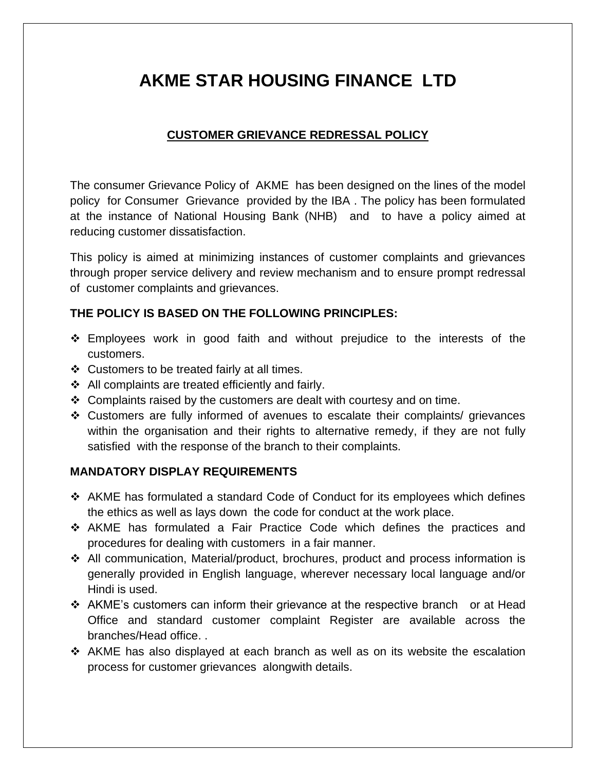# AKME STAR HOUSING FINANCE LTD

## CUSTOMER GRIEVANCE REDRESSAL POLICY

The consumer Grievance Policy of AKME has been designed on the lines of the model policy for Consumer Grievance provided by the IBA . The policy has been formulated at the instance of National Housing Bank (NHB) and to have a policy aimed at reducing customer dissatisfaction.

This policy is aimed at minimizing instances of customer complaints and grievances through proper service delivery and review mechanism and to ensure prompt redressal of customer complaints and grievances.

### THE POLICY IS BASED ON THE FOLLOWING PRINCIPLES:

- Employees work in good faith and without prejudice to the interests of the customers.
- Customers to be treated fairly at all times.
- All complaints are treated efficiently and fairly.
- Complaints raised by the customers are dealt with courtesy and on time.
- Customers are fully informed of avenues to escalate their complaints/ grievances within the organisation and their rights to alternative remedy, if they are not fully satisfied with the response of the branch to their complaints.

### MANDATORY DISPLAY REQUIREMENTS

- AKME has formulated a standard Code of Conduct for its employees which defines the ethics as well as lays down the code for conduct at the work place.
- AKME has formulated a Fair Practice Code which defines the practices and procedures for dealing with customers in a fair manner.
- All communication, Material/product, brochures, product and process information is generally provided in English language, wherever necessary local language and/or Hindi is used.
- AKME's customers can inform their grievance at the respective branch or at Head Office and standard customer complaint Register are available across the branches/Head office. .
- AKME has also displayed at each branch as well as on its website the escalation process for customer grievances alongwith details.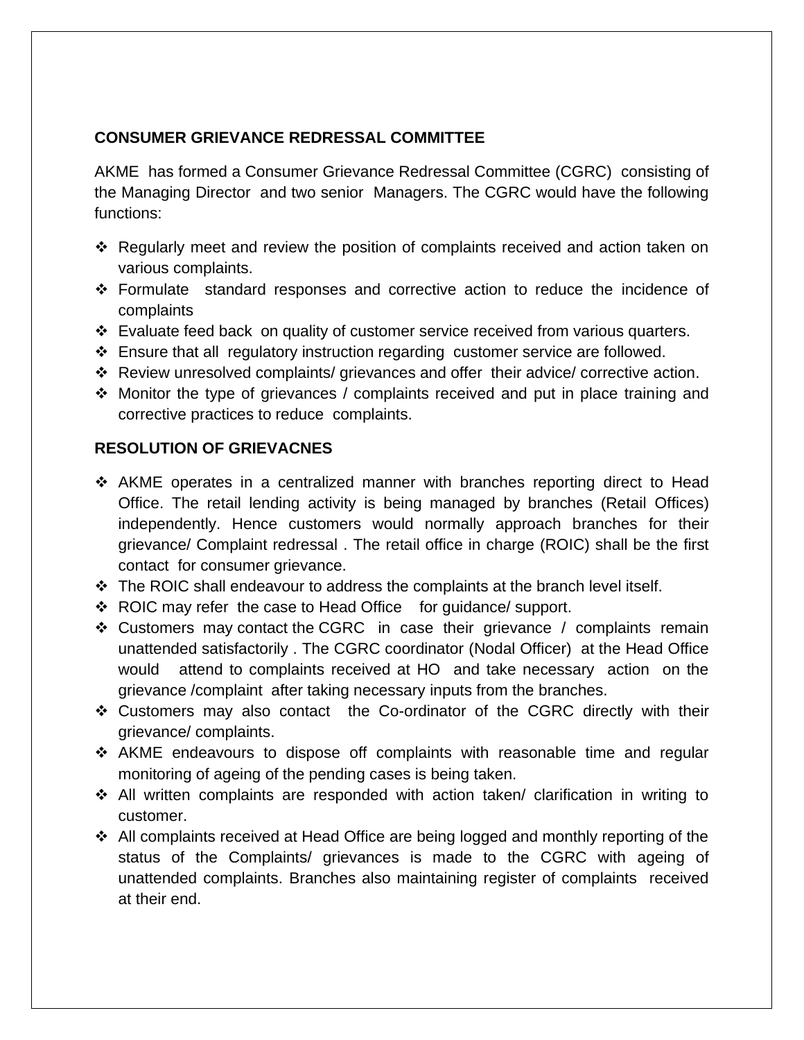## CONSUMER GRIEVANCE REDRESSAL COMMITTEE

AKME has formed a Consumer Grievance Redressal Committee (CGRC) consisting of the Managing Director and two senior Managers. The CGRC would have the following functions:

- Regularly meet and review the position of complaints received and action taken on various complaints.
- Formulate standard responses and corrective action to reduce the incidence of complaints
- Evaluate feed back on quality of customer service received from various quarters.
- Ensure that all regulatory instruction regarding customer service are followed.
- Review unresolved complaints/ grievances and offer their advice/ corrective action.
- Monitor the type of grievances / complaints received and put in place training and corrective practices to reduce complaints.

## RESOLUTION OF GRIEVACNES

- AKME operates in a centralized manner with branches reporting direct to Head Office. The retail lending activity is being managed by branches (Retail Offices) independently. Hence customers would normally approach branches for their grievance/ Complaint redressal . The retail office in charge (ROIC) shall be the first contact for consumer grievance.
- The ROIC shall endeavour to address the complaints at the branch level itself.
- ROIC may refer the case to Head Office for guidance/ support.
- Customers may contact the CGRC in case their grievance / complaints remain unattended satisfactorily . The CGRC coordinator (Nodal Officer) at the Head Office would attend to complaints received at HO and take necessary action on the grievance /complaint after taking necessary inputs from the branches.
- Customers may also contact the Co-ordinator of the CGRC directly with their grievance/ complaints.
- AKME endeavours to dispose off complaints with reasonable time and regular monitoring of ageing of the pending cases is being taken.
- All written complaints are responded with action taken/ clarification in writing to customer.
- All complaints received at Head Office are being logged and monthly reporting of the status of the Complaints/ grievances is made to the CGRC with ageing of unattended complaints. Branches also maintaining register of complaints received at their end.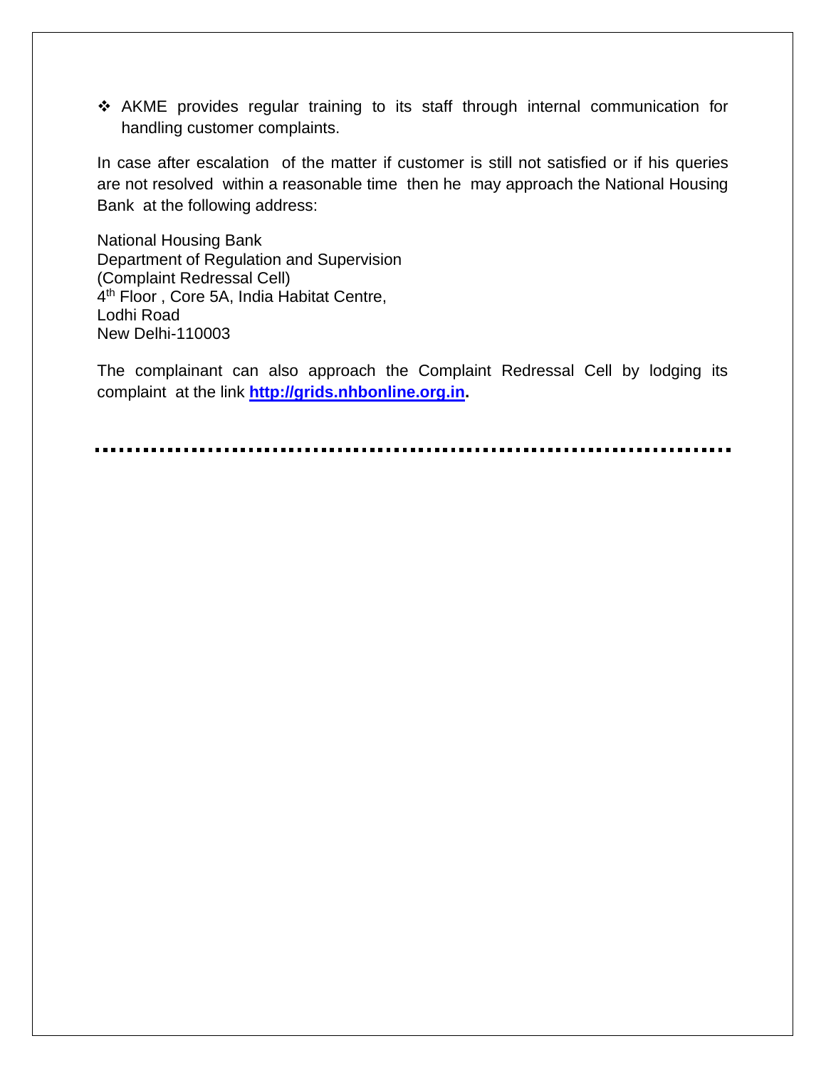- AKME provides regular training to its staff through internal communication for handling customer complaints.

In case after escalation of the matter if customer is still not satisfied or if his queries are not resolved within a reasonable time then he may approach the National Housing Bank at the following address:

National Housing Bank  
Department of Regulation and Supervision  
(Complaint Redressal Cell)  
4th Floor , Core 5A, India Habitat Centre,  
Lodhi Road  
New Delhi-110003

The complainant can also approach the Complaint Redressal Cell by lodging its complaint at the link **http://grids.nhbonline.org.in.**

---